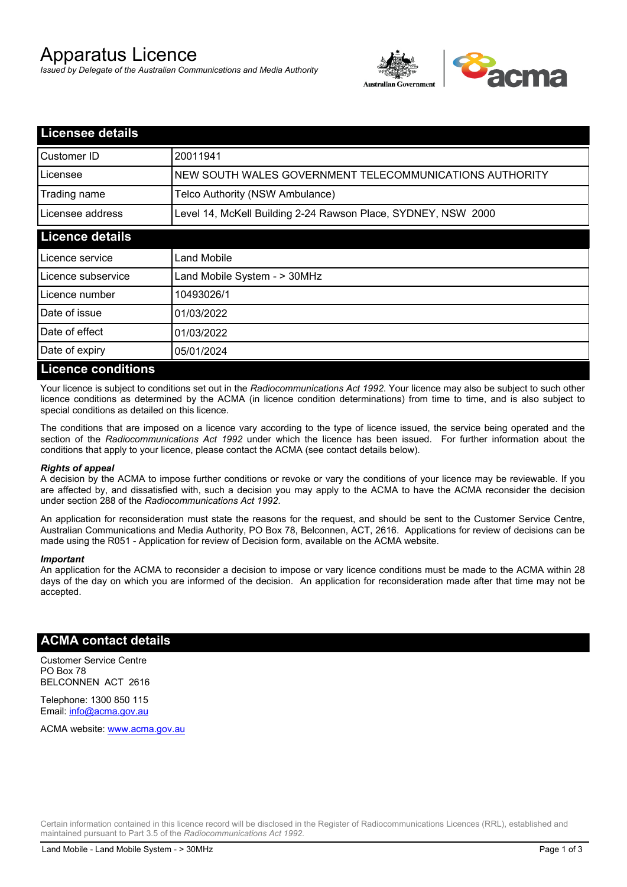# Apparatus Licence

*Issued by Delegate of the Australian Communications and Media Authority*

## Licensee details

| | |
|---|---|
| Customer ID | 20011941 |
| Licensee | NEW SOUTH WALES GOVERNMENT TELECOMMUNICATIONS AUTHORITY |
| Trading name | Telco Authority (NSW Ambulance) |
| Licensee address | Level 14, McKell Building 2-24 Rawson Place, SYDNEY, NSW 2000 |

## Licence details

| | |
|---|---|
| Licence service | Land Mobile |
| Licence subservice | Land Mobile System - > 30MHz |
| Licence number | 10493026/1 |
| Date of issue | 01/03/2022 |
| Date of effect | 01/03/2022 |
| Date of expiry | 05/01/2024 |

## Licence conditions

Your licence is subject to conditions set out in the *Radiocommunications Act 1992*. Your licence may also be subject to such other licence conditions as determined by the ACMA (in licence condition determinations) from time to time, and is also subject to special conditions as detailed on this licence.

The conditions that are imposed on a licence vary according to the type of licence issued, the service being operated and the section of the *Radiocommunications Act 1992* under which the licence has been issued. For further information about the conditions that apply to your licence, please contact the ACMA (see contact details below).

***Rights of appeal***

A decision by the ACMA to impose further conditions or revoke or vary the conditions of your licence may be reviewable. If you are affected by, and dissatisfied with, such a decision you may apply to the ACMA to have the ACMA reconsider the decision under section 288 of the *Radiocommunications Act 1992*.

An application for reconsideration must state the reasons for the request, and should be sent to the Customer Service Centre, Australian Communications and Media Authority, PO Box 78, Belconnen, ACT, 2616. Applications for review of decisions can be made using the R051 - Application for review of Decision form, available on the ACMA website.

***Important***

An application for the ACMA to reconsider a decision to impose or vary licence conditions must be made to the ACMA within 28 days of the day on which you are informed of the decision. An application for reconsideration made after that time may not be accepted.

## ACMA contact details

Customer Service Centre
PO Box 78
BELCONNEN ACT 2616

Telephone: 1300 850 115
Email: info@acma.gov.au

ACMA website: www.acma.gov.au

Certain information contained in this licence record will be disclosed in the Register of Radiocommunications Licences (RRL), established and maintained pursuant to Part 3.5 of the *Radiocommunications Act 1992.*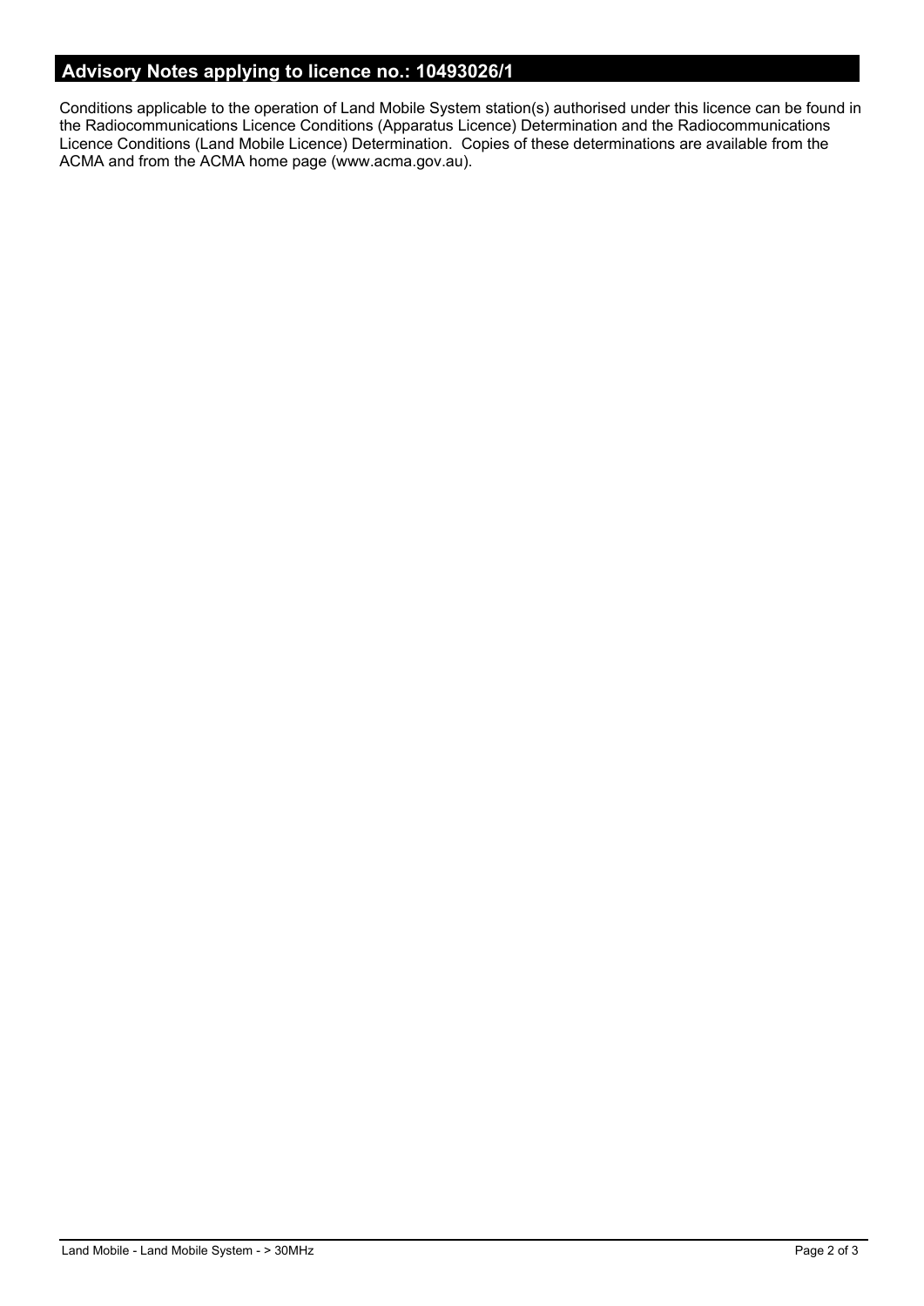## Advisory Notes applying to licence no.: 10493026/1

Conditions applicable to the operation of Land Mobile System station(s) authorised under this licence can be found in the Radiocommunications Licence Conditions (Apparatus Licence) Determination and the Radiocommunications Licence Conditions (Land Mobile Licence) Determination. Copies of these determinations are available from the ACMA and from the ACMA home page (www.acma.gov.au).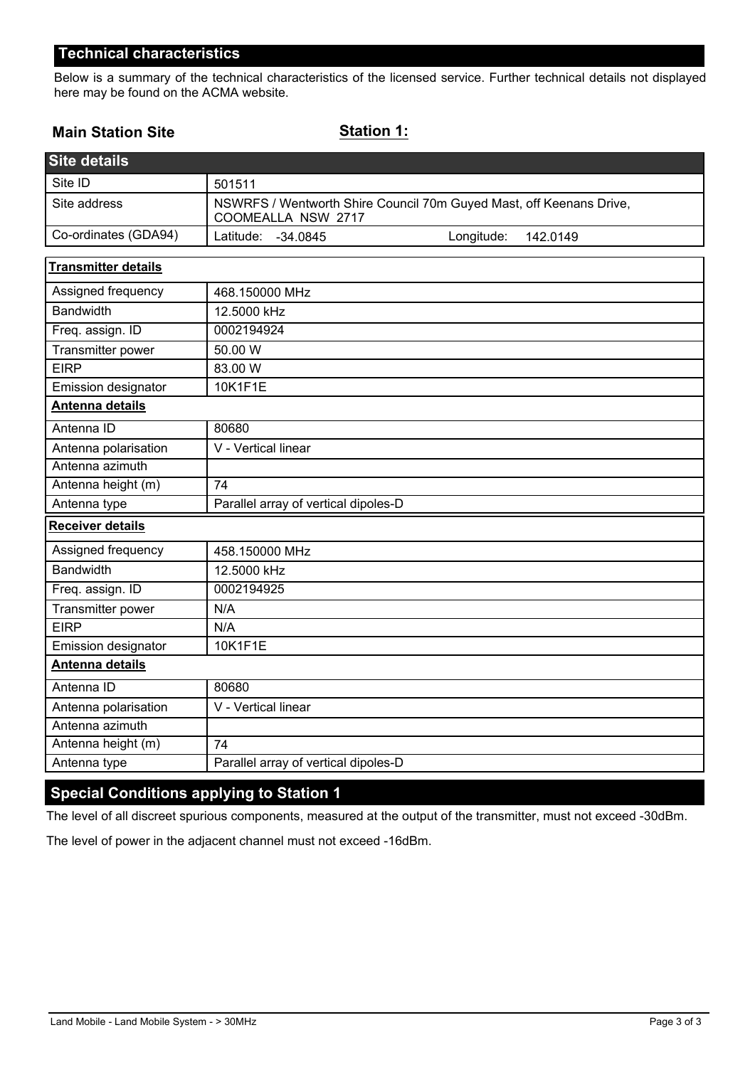## Technical characteristics

Below is a summary of the technical characteristics of the licensed service. Further technical details not displayed here may be found on the ACMA website.

**Main Station Site** **Station 1:**

| Site details | |
|---|---|
| Site ID | 501511 |
| Site address | NSWRFS / Wentworth Shire Council 70m Guyed Mast, off Keenans Drive, COOMEALLA NSW 2717 |
| Co-ordinates (GDA94) | Latitude: -34.0845 Longitude: 142.0149 |

| Transmitter details | |
|---|---|
| Assigned frequency | 468.150000 MHz |
| Bandwidth | 12.5000 kHz |
| Freq. assign. ID | 0002194924 |
| Transmitter power | 50.00 W |
| EIRP | 83.00 W |
| Emission designator | 10K1F1E |
| **Antenna details** | |
| Antenna ID | 80680 |
| Antenna polarisation | V - Vertical linear |
| Antenna azimuth | |
| Antenna height (m) | 74 |
| Antenna type | Parallel array of vertical dipoles-D |

| Receiver details | |
|---|---|
| Assigned frequency | 458.150000 MHz |
| Bandwidth | 12.5000 kHz |
| Freq. assign. ID | 0002194925 |
| Transmitter power | N/A |
| EIRP | N/A |
| Emission designator | 10K1F1E |
| **Antenna details** | |
| Antenna ID | 80680 |
| Antenna polarisation | V - Vertical linear |
| Antenna azimuth | |
| Antenna height (m) | 74 |
| Antenna type | Parallel array of vertical dipoles-D |

## Special Conditions applying to Station 1

The level of all discreet spurious components, measured at the output of the transmitter, must not exceed -30dBm.

The level of power in the adjacent channel must not exceed -16dBm.